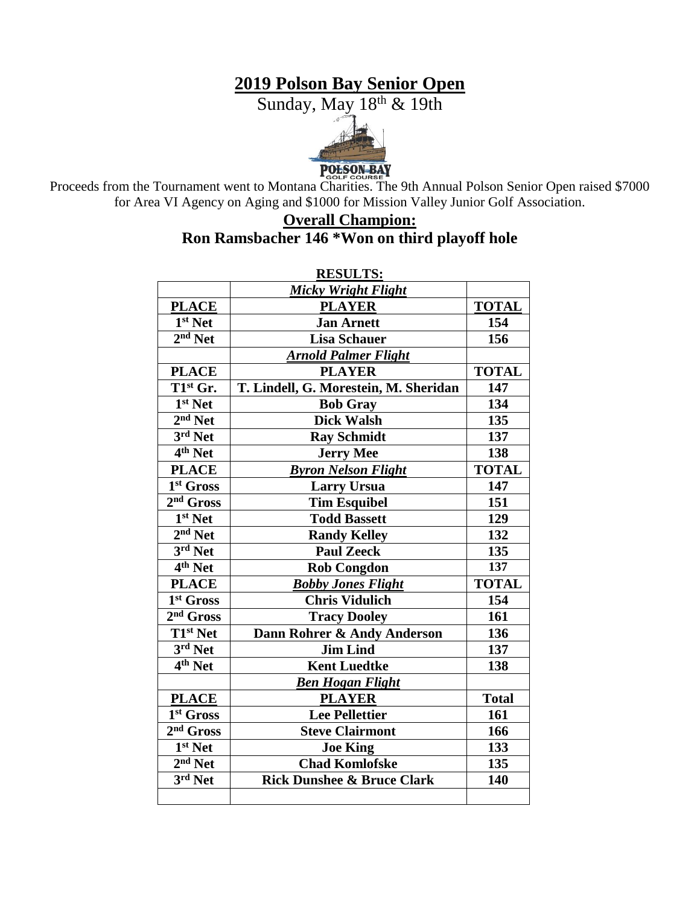# 2019 Polson Bay Senior Open

Sunday, May 18th & 19th

POLSON BAY GOLF COURSE

Proceeds from the Tournament went to Montana Charities. The 9th Annual Polson Senior Open raised $7000 for Area VI Agency on Aging and $1000 for Mission Valley Junior Golf Association.

## Overall Champion:

## Ron Ramsbacher 146 *Won on third playoff hole

**RESULTS:**

| | ***Micky Wright Flight*** | |
|---|---|---|
| **PLACE** | **PLAYER** | **TOTAL** |
| **1st Net** | **Jan Arnett** | **154** |
| **2nd Net** | **Lisa Schauer** | **156** |
| | ***Arnold Palmer Flight*** | |
| **PLACE** | **PLAYER** | **TOTAL** |
| **T1st Gr.** | **T. Lindell, G. Morestein, M. Sheridan** | **147** |
| **1st Net** | **Bob Gray** | **134** |
| **2nd Net** | **Dick Walsh** | **135** |
| **3rd Net** | **Ray Schmidt** | **137** |
| **4th Net** | **Jerry Mee** | **138** |
| **PLACE** | ***Byron Nelson Flight*** | **TOTAL** |
| **1st Gross** | **Larry Ursua** | **147** |
| **2nd Gross** | **Tim Esquibel** | **151** |
| **1st Net** | **Todd Bassett** | **129** |
| **2nd Net** | **Randy Kelley** | **132** |
| **3rd Net** | **Paul Zeeck** | **135** |
| **4th Net** | **Rob Congdon** | **137** |
| **PLACE** | ***Bobby Jones Flight*** | **TOTAL** |
| **1st Gross** | **Chris Vidulich** | **154** |
| **2nd Gross** | **Tracy Dooley** | **161** |
| **T1st Net** | **Dann Rohrer & Andy Anderson** | **136** |
| **3rd Net** | **Jim Lind** | **137** |
| **4th Net** | **Kent Luedtke** | **138** |
| | ***Ben Hogan Flight*** | |
| **PLACE** | **PLAYER** | **Total** |
| **1st Gross** | **Lee Pellettier** | **161** |
| **2nd Gross** | **Steve Clairmont** | **166** |
| **1st Net** | **Joe King** | **133** |
| **2nd Net** | **Chad Komlofske** | **135** |
| **3rd Net** | **Rick Dunshee & Bruce Clark** | **140** |
| | | |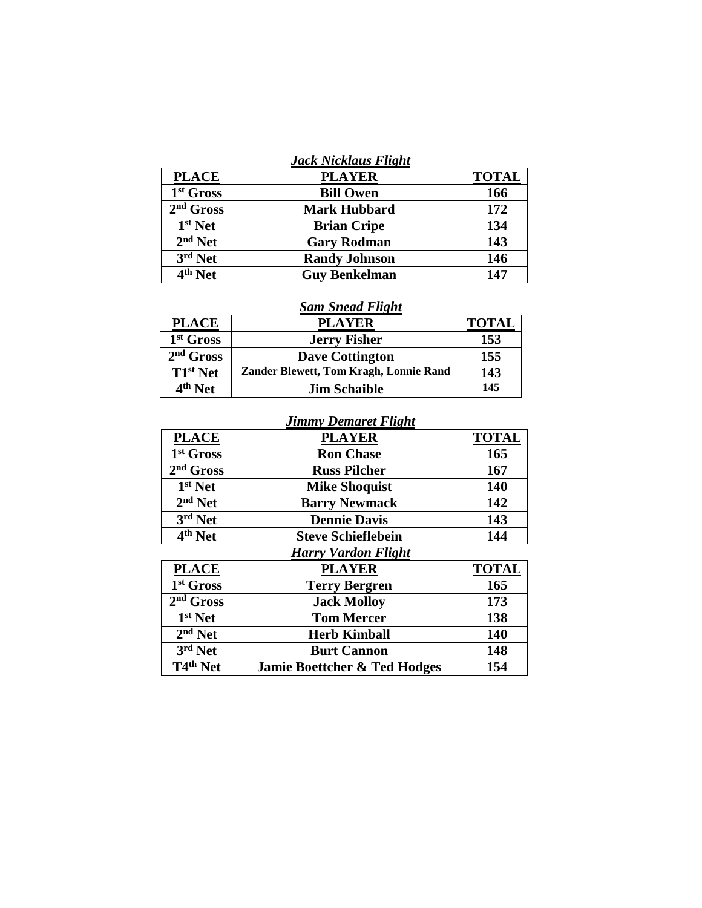***Jack Nicklaus Flight***

| PLACE | PLAYER | TOTAL |
|---|---|---|
| 1st Gross | Bill Owen | 166 |
| 2nd Gross | Mark Hubbard | 172 |
| 1st Net | Brian Cripe | 134 |
| 2nd Net | Gary Rodman | 143 |
| 3rd Net | Randy Johnson | 146 |
| 4th Net | Guy Benkelman | 147 |

***Sam Snead Flight***

| PLACE | PLAYER | TOTAL |
|---|---|---|
| 1st Gross | Jerry Fisher | 153 |
| 2nd Gross | Dave Cottington | 155 |
| T1st Net | Zander Blewett, Tom Kragh, Lonnie Rand | 143 |
| 4th Net | Jim Schaible | 145 |

***Jimmy Demaret Flight***

| PLACE | PLAYER | TOTAL |
|---|---|---|
| 1st Gross | Ron Chase | 165 |
| 2nd Gross | Russ Pilcher | 167 |
| 1st Net | Mike Shoquist | 140 |
| 2nd Net | Barry Newmack | 142 |
| 3rd Net | Dennie Davis | 143 |
| 4th Net | Steve Schieflebein | 144 |

***Harry Vardon Flight***

| PLACE | PLAYER | TOTAL |
|---|---|---|
| 1st Gross | Terry Bergren | 165 |
| 2nd Gross | Jack Molloy | 173 |
| 1st Net | Tom Mercer | 138 |
| 2nd Net | Herb Kimball | 140 |
| 3rd Net | Burt Cannon | 148 |
| T4th Net | Jamie Boettcher & Ted Hodges | 154 |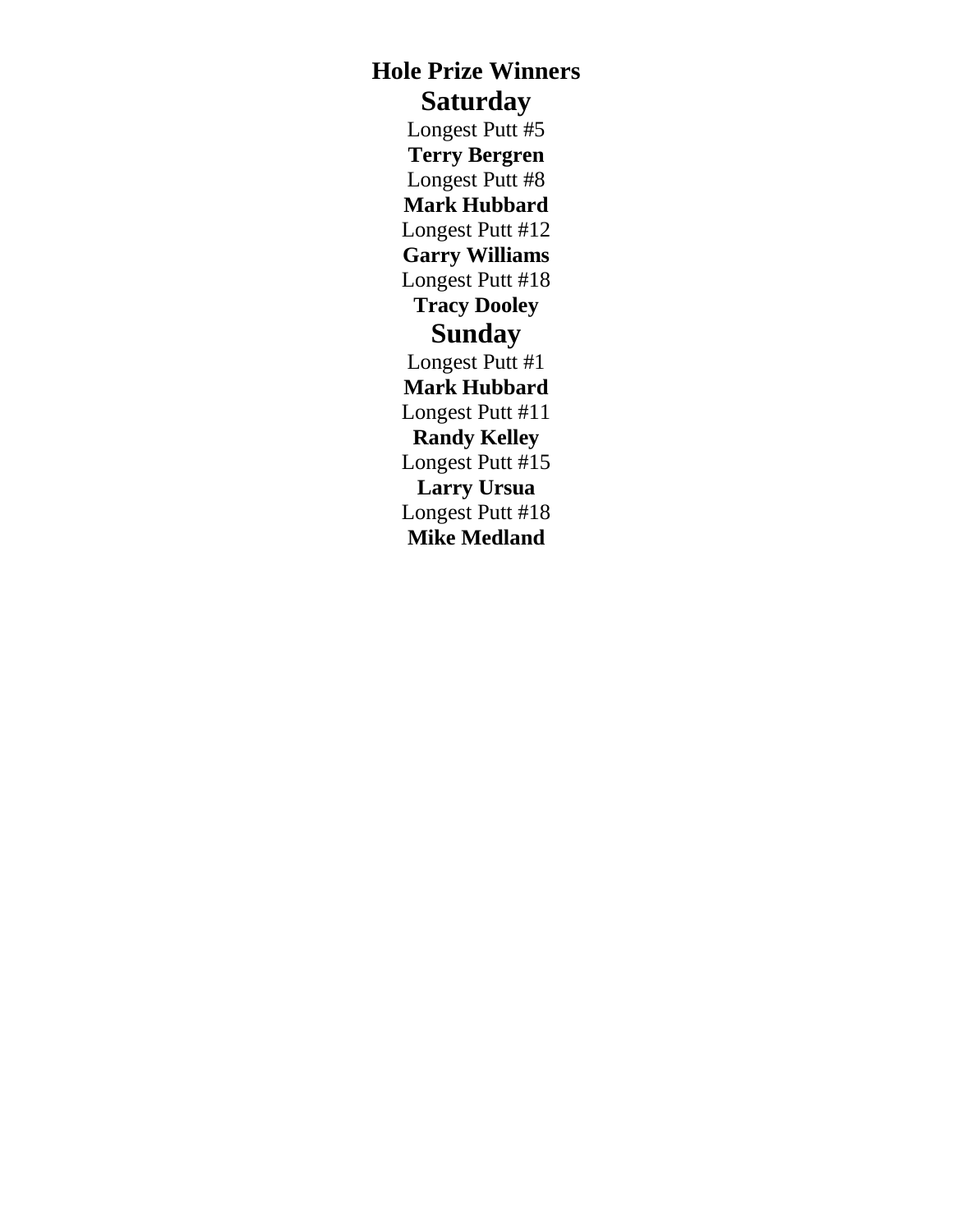# Hole Prize Winners

## Saturday

Longest Putt #5

**Terry Bergren**

Longest Putt #8

**Mark Hubbard**

Longest Putt #12

**Garry Williams**

Longest Putt #18

**Tracy Dooley**

## Sunday

Longest Putt #1

**Mark Hubbard**

Longest Putt #11

**Randy Kelley**

Longest Putt #15

**Larry Ursua**

Longest Putt #18

**Mike Medland**